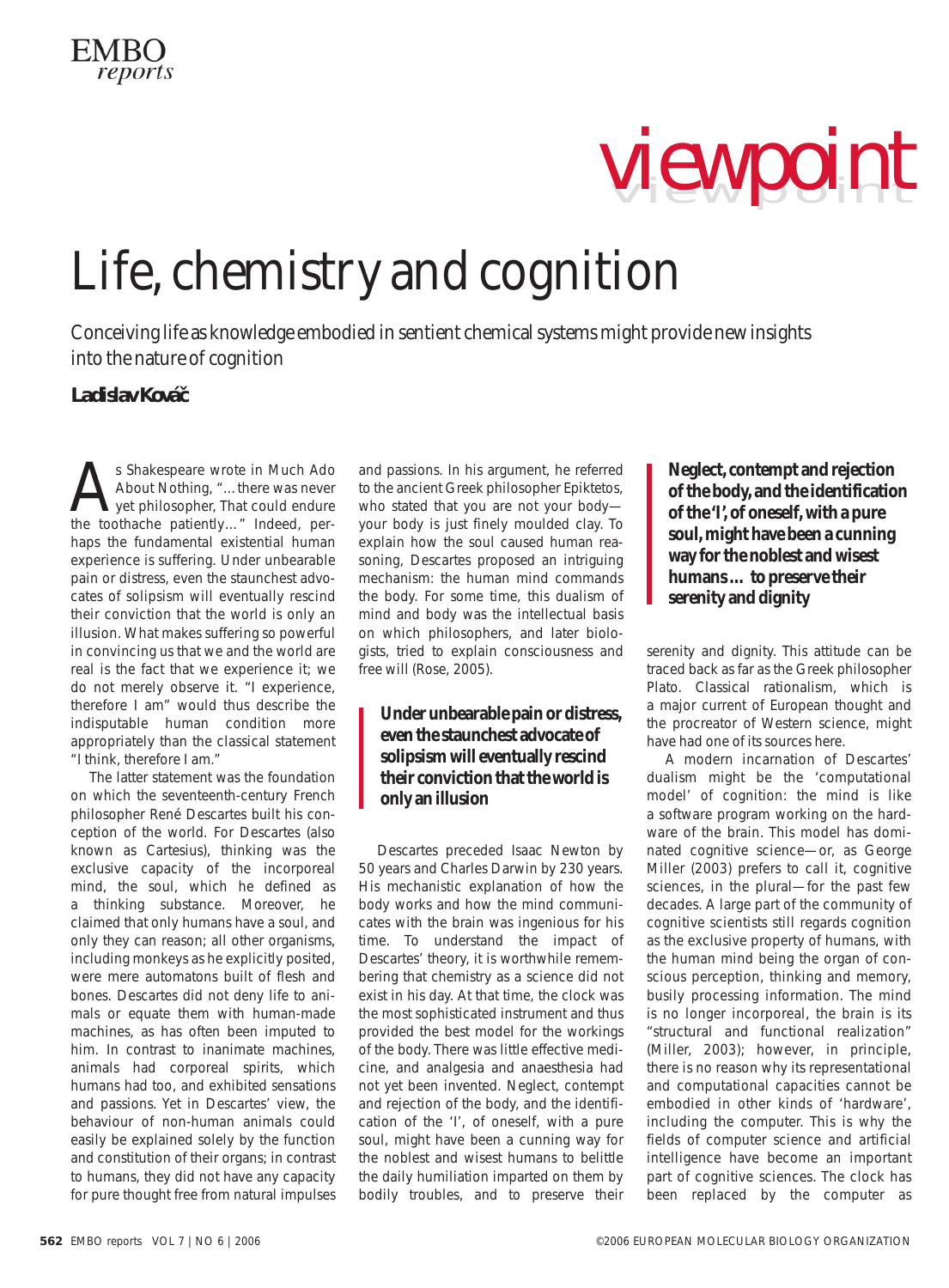viewpoint

# Life, chemistry and cognition

Conceiving life as knowledge embodied in sentient chemical systems might provide new insights into the nature of cognition

**Ladislav Kováč**

As Shakespeare wrote in Much Ado About Nothing, "...there was never yet philosopher, That could endure the toothache patiently..." Indeed, perhaps the fundamental existential human experience is suffering. Under unbearable pain or distress, even the staunchest advocates of solipsism will eventually rescind their conviction that the world is only an illusion. What makes suffering so powerful in convincing us that we and the world are real is the fact that we experience it; we do not merely observe it. "I experience, therefore I am" would thus describe the indisputable human condition more appropriately than the classical statement "I think, therefore I am."

The latter statement was the foundation on which the seventeenth-century French philosopher René Descartes built his conception of the world. For Descartes (also known as Cartesius), thinking was the exclusive capacity of the incorporeal mind, the soul, which he defined as a thinking substance. Moreover, he claimed that only humans have a soul, and only they can reason; all other organisms, including monkeys as he explicitly posited, were mere automatons built of flesh and bones. Descartes did not deny life to animals or equate them with human-made machines, as has often been imputed to him. In contrast to inanimate machines, animals had corporeal spirits, which humans had too, and exhibited sensations and passions. Yet in Descartes' view, the behaviour of non-human animals could easily be explained solely by the function and constitution of their organs; in contrast to humans, they did not have any capacity for pure thought free from natural impulses and passions. In his argument, he referred to the ancient Greek philosopher Epiktetos, who stated that you are not your body—your body is just finely moulded clay. To explain how the soul caused human reasoning, Descartes proposed an intriguing mechanism: the human mind commands the body. For some time, this dualism of mind and body was the intellectual basis on which philosophers, and later biologists, tried to explain consciousness and free will (Rose, 2005).

> **Under unbearable pain or distress, even the staunchest advocate of solipsism will eventually rescind their conviction that the world is only an illusion**

Descartes preceded Isaac Newton by 50 years and Charles Darwin by 230 years. His mechanistic explanation of how the body works and how the mind communicates with the brain was ingenious for his time. To understand the impact of Descartes' theory, it is worthwhile remembering that chemistry as a science did not exist in his day. At that time, the clock was the most sophisticated instrument and thus provided the best model for the workings of the body. There was little effective medicine, and analgesia and anaesthesia had not yet been invented. Neglect, contempt and rejection of the body, and the identification of the 'I', of oneself, with a pure soul, might have been a cunning way for the noblest and wisest humans to belittle the daily humiliation imparted on them by bodily troubles, and to preserve their serenity and dignity. This attitude can be traced back as far as the Greek philosopher Plato. Classical rationalism, which is a major current of European thought and the procreator of Western science, might have had one of its sources here.

> **Neglect, contempt and rejection of the body, and the identification of the 'I', of oneself, with a pure soul, might have been a cunning way for the noblest and wisest humans ... to preserve their serenity and dignity**

A modern incarnation of Descartes' dualism might be the 'computational model' of cognition: the mind is like a software program working on the hardware of the brain. This model has dominated cognitive science—or, as George Miller (2003) prefers to call it, cognitive sciences, in the plural—for the past few decades. A large part of the community of cognitive scientists still regards cognition as the exclusive property of humans, with the human mind being the organ of conscious perception, thinking and memory, busily processing information. The mind is no longer incorporeal, the brain is its "structural and functional realization" (Miller, 2003); however, in principle, there is no reason why its representational and computational capacities cannot be embodied in other kinds of 'hardware', including the computer. This is why the fields of computer science and artificial intelligence have become an important part of cognitive sciences. The clock has been replaced by the computer as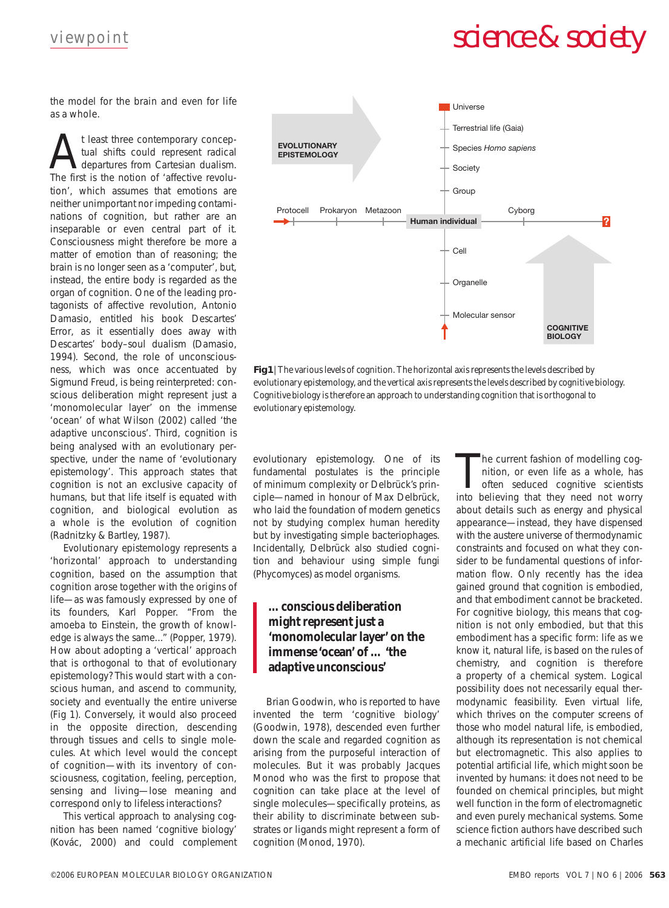the model for the brain and even for life as a whole.

At least three contemporary conceptual shifts could represent radical departures from Cartesian dualism. The first is the notion of 'affective revolution', which assumes that emotions are neither unimportant nor impeding contaminations of cognition, but rather are an inseparable or even central part of it. Consciousness might therefore be more a matter of emotion than of reasoning; the brain is no longer seen as a 'computer', but, instead, the entire body is regarded as the organ of cognition. One of the leading protagonists of affective revolution, Antonio Damasio, entitled his book Descartes' Error, as it essentially does away with Descartes' body–soul dualism (Damasio, 1994). Second, the role of unconsciousness, which was once accentuated by Sigmund Freud, is being reinterpreted: conscious deliberation might represent just a 'monomolecular layer' on the immense 'ocean' of what Wilson (2002) called 'the adaptive unconscious'. Third, cognition is being analysed with an evolutionary perspective, under the name of 'evolutionary epistemology'. This approach states that cognition is not an exclusive capacity of humans, but that life itself is equated with cognition, and biological evolution as a whole is the evolution of cognition (Radnitzky & Bartley, 1987).

Evolutionary epistemology represents a 'horizontal' approach to understanding cognition, based on the assumption that cognition arose together with the origins of life—as was famously expressed by one of its founders, Karl Popper. "From the amoeba to Einstein, the growth of knowledge is always the same..." (Popper, 1979). How about adopting a 'vertical' approach that is orthogonal to that of evolutionary epistemology? This would start with a conscious human, and ascend to community, society and eventually the entire universe (Fig 1). Conversely, it would also proceed in the opposite direction, descending through tissues and cells to single molecules. At which level would the concept of cognition—with its inventory of consciousness, cogitation, feeling, perception, sensing and living—lose meaning and correspond only to lifeless interactions?

This vertical approach to analysing cognition has been named 'cognitive biology' (Kovác, 2000) and could complement

EVOLUTIONARY EPISTEMOLOGY

Universe

Terrestrial life (Gaia)

Species *Homo sapiens*

Society

Group

Protocell

Prokaryon

Metazoon

Human individual

Cyborg

?

Cell

Organelle

Molecular sensor

COGNITIVE BIOLOGY

**Fig 1** | The various levels of cognition. The horizontal axis represents the levels described by evolutionary epistemology, and the vertical axis represents the levels described by cognitive biology. Cognitive biology is therefore an approach to understanding cognition that is orthogonal to evolutionary epistemology.

evolutionary epistemology. One of its fundamental postulates is the principle of minimum complexity or Delbrück's principle—named in honour of Max Delbrück, who laid the foundation of modern genetics not by studying complex human heredity but by investigating simple bacteriophages. Incidentally, Delbrück also studied cognition and behaviour using simple fungi (Phycomyces) as model organisms.

> **... conscious deliberation might represent just a 'monomolecular layer' on the immense 'ocean' of ... 'the adaptive unconscious'**

Brian Goodwin, who is reported to have invented the term 'cognitive biology' (Goodwin, 1978), descended even further down the scale and regarded cognition as arising from the purposeful interaction of molecules. But it was probably Jacques Monod who was the first to propose that cognition can take place at the level of single molecules—specifically proteins, as their ability to discriminate between substrates or ligands might represent a form of cognition (Monod, 1970).

The current fashion of modelling cognition, or even life as a whole, has often seduced cognitive scientists into believing that they need not worry about details such as energy and physical appearance—instead, they have dispensed with the austere universe of thermodynamic constraints and focused on what they consider to be fundamental questions of information flow. Only recently has the idea gained ground that cognition is embodied, and that embodiment cannot be bracketed. For cognitive biology, this means that cognition is not only embodied, but that this embodiment has a specific form: life as we know it, natural life, is based on the rules of chemistry, and cognition is therefore a property of a chemical system. Logical possibility does not necessarily equal thermodynamic feasibility. Even virtual life, which thrives on the computer screens of those who model natural life, is embodied, although its representation is not chemical but electromagnetic. This also applies to potential artificial life, which might soon be invented by humans: it does not need to be founded on chemical principles, but might well function in the form of electromagnetic and even purely mechanical systems. Some science fiction authors have described such a mechanic artificial life based on Charles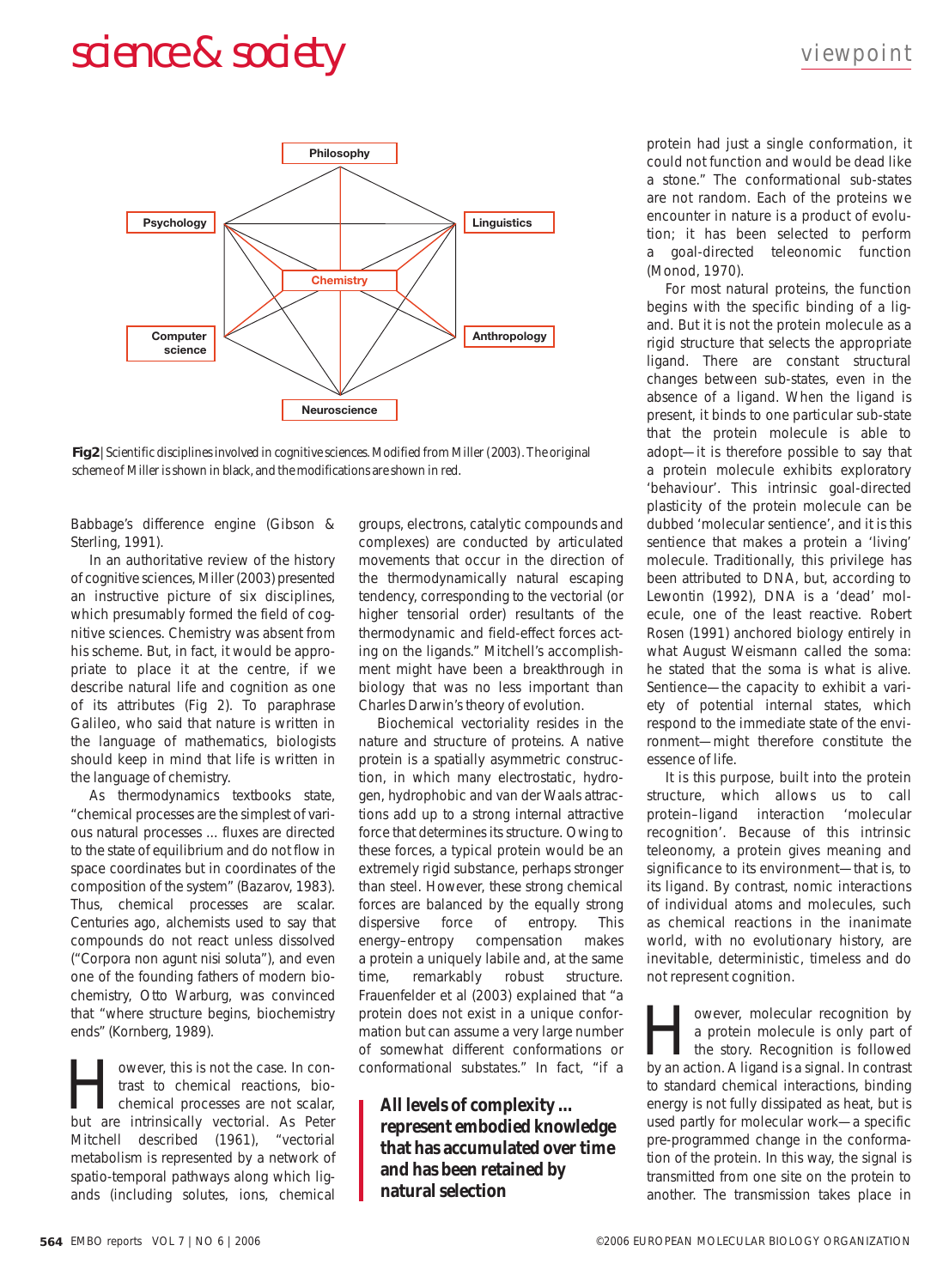Fig2 | Scientific disciplines involved in cognitive sciences. Modified from Miller (2003). The original scheme of Miller is shown in black, and the modifications are shown in red.

Babbage's difference engine (Gibson & Sterling, 1991).

In an authoritative review of the history of cognitive sciences, Miller (2003) presented an instructive picture of six disciplines, which presumably formed the field of cognitive sciences. Chemistry was absent from his scheme. But, in fact, it would be appropriate to place it at the centre, if we describe natural life and cognition as one of its attributes (Fig 2). To paraphrase Galileo, who said that nature is written in the language of mathematics, biologists should keep in mind that life is written in the language of chemistry.

As thermodynamics textbooks state, "chemical processes are the simplest of various natural processes ... fluxes are directed to the state of equilibrium and do not flow in the space coordinates but in coordinates of the composition of the system" (Bazarov, 1983). Thus, chemical processes are scalar. Centuries ago, alchemists used to say that compounds do not react unless dissolved ("Corpora non agunt nisi soluta"), and even one of the founding fathers of modern biochemistry, Otto Warburg, was convinced that "where structure begins, biochemistry ends" (Kornberg, 1989).

However, this is not the case. In contrast to chemical reactions, biochemical processes are not scalar, but are intrinsically vectorial. As Peter Mitchell described (1961), "vectorial metabolism is represented by a network of spatio-temporal pathways along which ligands (including solutes, ions, chemical groups, electrons, catalytic compounds and complexes) are conducted by articulated movements that occur in the direction of the thermodynamically natural escaping tendency, corresponding to the vectorial (or higher tensorial order) resultants of the thermodynamic and field-effect forces acting on the ligands." Mitchell's accomplishment might have been a breakthrough in biology that was no less important than Charles Darwin's theory of evolution.

Biochemical vectoriality resides in the nature and structure of proteins. A native protein is a spatially asymmetric construction, in which many electrostatic, hydrogen, hydrophobic and van der Waals attractions add up to a strong internal attractive force that determines its structure. Owing to these forces, a typical protein would be an extremely rigid substance, perhaps stronger than steel. However, these strong chemical forces are balanced by the equally strong dispersive force of entropy. This energy–entropy compensation makes a protein a uniquely labile and, at the same time, remarkably robust structure. Frauenfelder et al (2003) explained that "a protein does not exist in a unique conformation but can assume a very large number of somewhat different conformations or conformational substates." In fact, "if a protein had just a single conformation, it could not function and would be dead like a stone." The conformational sub-states are not random. Each of the proteins we encounter in nature is a product of evolution; it has been selected to perform a goal-directed teleonomic function (Monod, 1970).

**All levels of complexity ... represent embodied knowledge that has accumulated over time and has been retained by natural selection**

For most natural proteins, the function begins with the specific binding of a ligand. But it is not the protein molecule as a rigid structure that selects the appropriate ligand. There are constant structural changes between sub-states, even in the absence of a ligand. When the ligand is present, it binds to one particular sub-state that the protein molecule is able to adopt—it is therefore possible to say that a protein molecule exhibits exploratory 'behaviour'. This intrinsic goal-directed plasticity of the protein molecule can be dubbed 'molecular sentience', and it is this sentience that makes a protein a 'living' molecule. Traditionally, this privilege has been attributed to DNA, but, according to Lewontin (1992), DNA is a 'dead' molecule, one of the least reactive. Robert Rosen (1991) anchored biology entirely in what August Weismann called the soma: he stated that the soma is what is alive. Sentience—the capacity to exhibit a variety of potential internal states, which respond to the immediate state of the environment—might therefore constitute the essence of life.

It is this purpose, built into the protein structure, which allows us to call protein–ligand interaction 'molecular recognition'. Because of this intrinsic teleonomy, a protein gives meaning and significance to its environment—that is, to its ligand. By contrast, nomic interactions of individual atoms and molecules, such as chemical reactions in the inanimate world, with no evolutionary history, are inevitable, deterministic, timeless and do not represent cognition.

However, molecular recognition by a protein molecule is only part of the story. Recognition is followed by an action. A ligand is a signal. In contrast to standard chemical interactions, binding energy is not fully dissipated as heat, but is used partly for molecular work—a specific pre-programmed change in the conformation of the protein. In this way, the signal is transmitted from one site on the protein to another. The transmission takes place in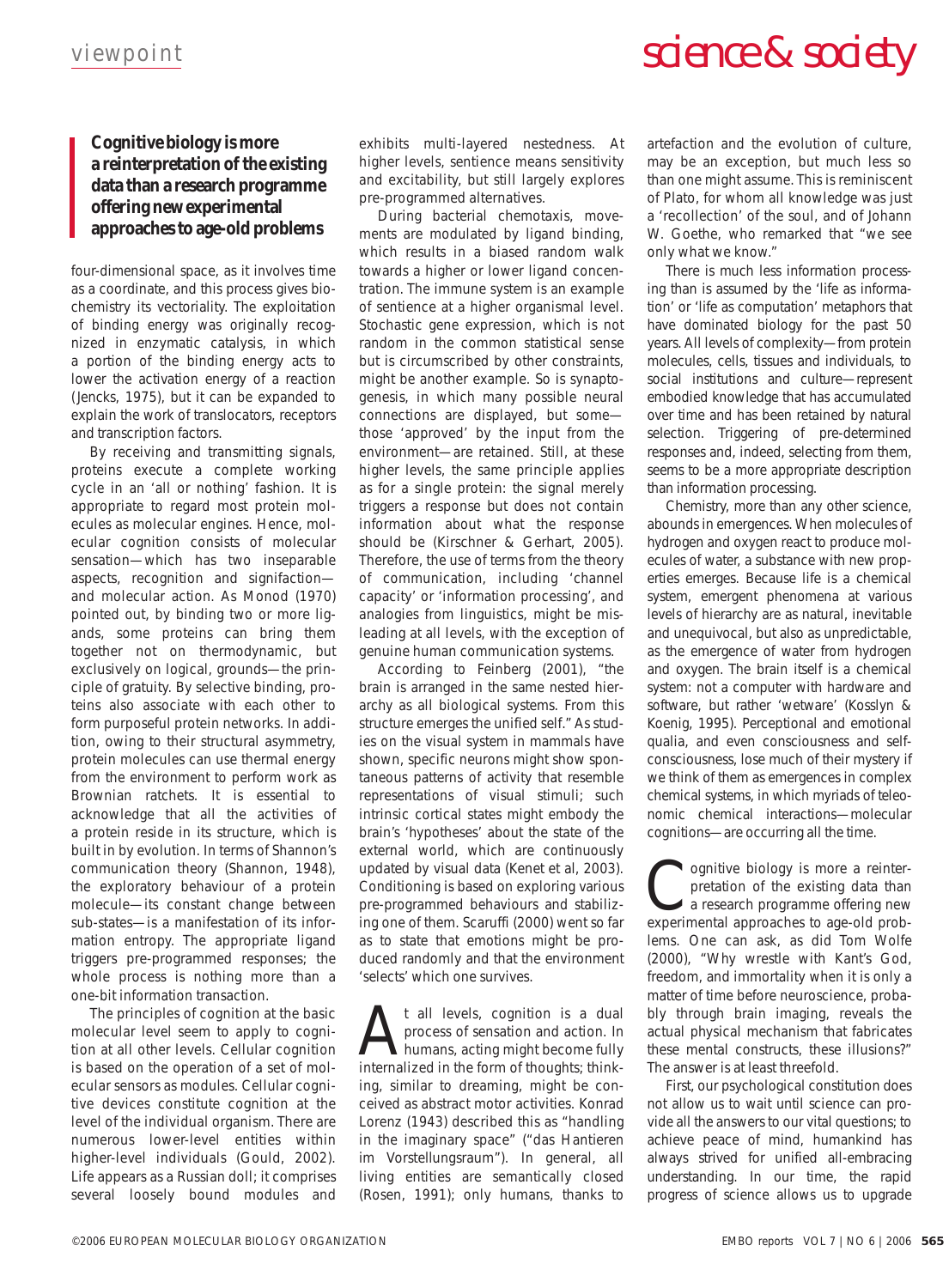> **Cognitive biology is more a reinterpretation of the existing data than a research programme offering new experimental approaches to age-old problems**

four-dimensional space, as it involves time as a coordinate, and this process gives biochemistry its vectoriality. The exploitation of binding energy was originally recognized in enzymatic catalysis, in which a portion of the binding energy acts to lower the activation energy of a reaction (Jencks, 1975), but it can be expanded to explain the work of translocators, receptors and transcription factors.

By receiving and transmitting signals, proteins execute a complete working cycle in an 'all or nothing' fashion. It is appropriate to regard most protein molecules as molecular engines. Hence, molecular cognition consists of molecular sensation—which has two inseparable aspects, recognition and signfaction—and molecular action. As Monod (1970) pointed out, by binding two or more ligands, some proteins can bring them together not on thermodynamic, but exclusively on logical, grounds—the principle of gratuity. By selective binding, proteins also associate with each other to form purposeful protein networks. In addition, owing to their structural asymmetry, protein molecules can use thermal energy from the environment to perform work as Brownian ratchets. It is essential to acknowledge that all the activities of a protein reside in its structure, which is built in by evolution. In terms of Shannon's communication theory (Shannon, 1948), the exploratory behaviour of a protein molecule—its constant change between sub-states—is a manifestation of its information entropy. The appropriate ligand triggers pre-programmed responses; the whole process is nothing more than a one-bit information transaction.

The principles of cognition at the basic molecular level seem to apply to cognition at all other levels. Cellular cognition is based on the operation of a set of molecular sensors as modules. Cellular cognitive devices constitute cognition at the level of the individual organism. There are numerous lower-level entities within higher-level individuals (Gould, 2002). Life appears as a Russian doll; it comprises several loosely bound modules and exhibits multi-layered nestedness. At higher levels, sentience means sensitivity and excitability, but still largely explores pre-programmed alternatives.

During bacterial chemotaxis, movements are modulated by ligand binding, which results in a biased random walk towards a higher or lower ligand concentration. The immune system is an example of sentience at a higher organismal level. Stochastic gene expression, which is not random in the common statistical sense but is circumscribed by other constraints, might be another example. So is synaptogenesis, in which many possible neural connections are displayed, but some—those 'approved' by the input from the environment—are retained. Still, at these higher levels, the same principle applies as for a single protein: the signal merely triggers a response but does not contain information about what the response should be (Kirschner & Gerhart, 2005). Therefore, the use of terms from the theory of communication, including 'channel capacity' or 'information processing', and analogies from linguistics, might be misleading at all levels, with the exception of genuine human communication systems.

According to Feinberg (2001), "the brain is arranged in the same nested hierarchy as all biological systems. From this structure emerges the unified self." As studies on the visual system in mammals have shown, specific neurons might show spontaneous patterns of activity that resemble representations of visual stimuli; such intrinsic cortical states might embody the brain's 'hypotheses' about the state of the external world, which are continuously updated by visual data (Kenet et al, 2003). Conditioning is based on exploring various pre-programmed behaviours and stabilizing one of them. Scaruffi (2000) went so far as to state that emotions might be produced randomly and that the environment 'selects' which one survives.

At all levels, cognition is a dual process of sensation and action. In humans, acting might become fully internalized in the form of thoughts; thinking, similar to dreaming, might be conceived as abstract motor activities. Konrad Lorenz (1943) described this as "handling in the imaginary space" ("das Hantieren im Vorstellungsraum"). In general, all living entities are semantically closed (Rosen, 1991); only humans, thanks to artefaction and the evolution of culture, may be an exception, but much less so than one might assume. This is reminiscent of Plato, for whom all knowledge was just a 'recollection' of the soul, and of Johann W. Goethe, who remarked that "we see only what we know."

There is much less information processing than is assumed by the 'life as information' or 'life as computation' metaphors that have dominated biology for the past 50 years. All levels of complexity—from protein molecules, cells, tissues and individuals, to social institutions and culture—represent embodied knowledge that has accumulated over time and has been retained by natural selection. Triggering of pre-determined responses and, indeed, selecting from them, seems to be a more appropriate description than information processing.

Chemistry, more than any other science, abounds in emergences. When molecules of hydrogen and oxygen react to produce molecules of water, a substance with new properties emerges. Because life is a chemical system, emergent phenomena at various levels of hierarchy are as natural, inevitable and unequivocal, but also as unpredictable, as the emergence of water from hydrogen and oxygen. The brain itself is a chemical system: not a computer with hardware and software, but rather 'wetware' (Kosslyn & Koenig, 1995). Perceptional and emotional qualia, and even consciousness and self-consciousness, lose much of their mystery if we think of them as emergences in complex chemical systems, in which myriads of teleonomic chemical interactions—molecular cognitions—are occurring all the time.

Cognitive biology is more a reinterpretation of the existing data than a research programme offering new experimental approaches to age-old problems. One can ask, as did Tom Wolfe (2000), "Why wrestle with Kant's God, freedom, and immortality when it is only a matter of time before neuroscience, probably through brain imaging, reveals the actual physical mechanism that fabricates these mental constructs, these illusions?" The answer is at least threefold.

First, our psychological constitution does not allow us to wait until science can provide all the answers to our vital questions; to achieve peace of mind, humankind has always strived for unified all-embracing understanding. In our time, the rapid progress of science allows us to upgrade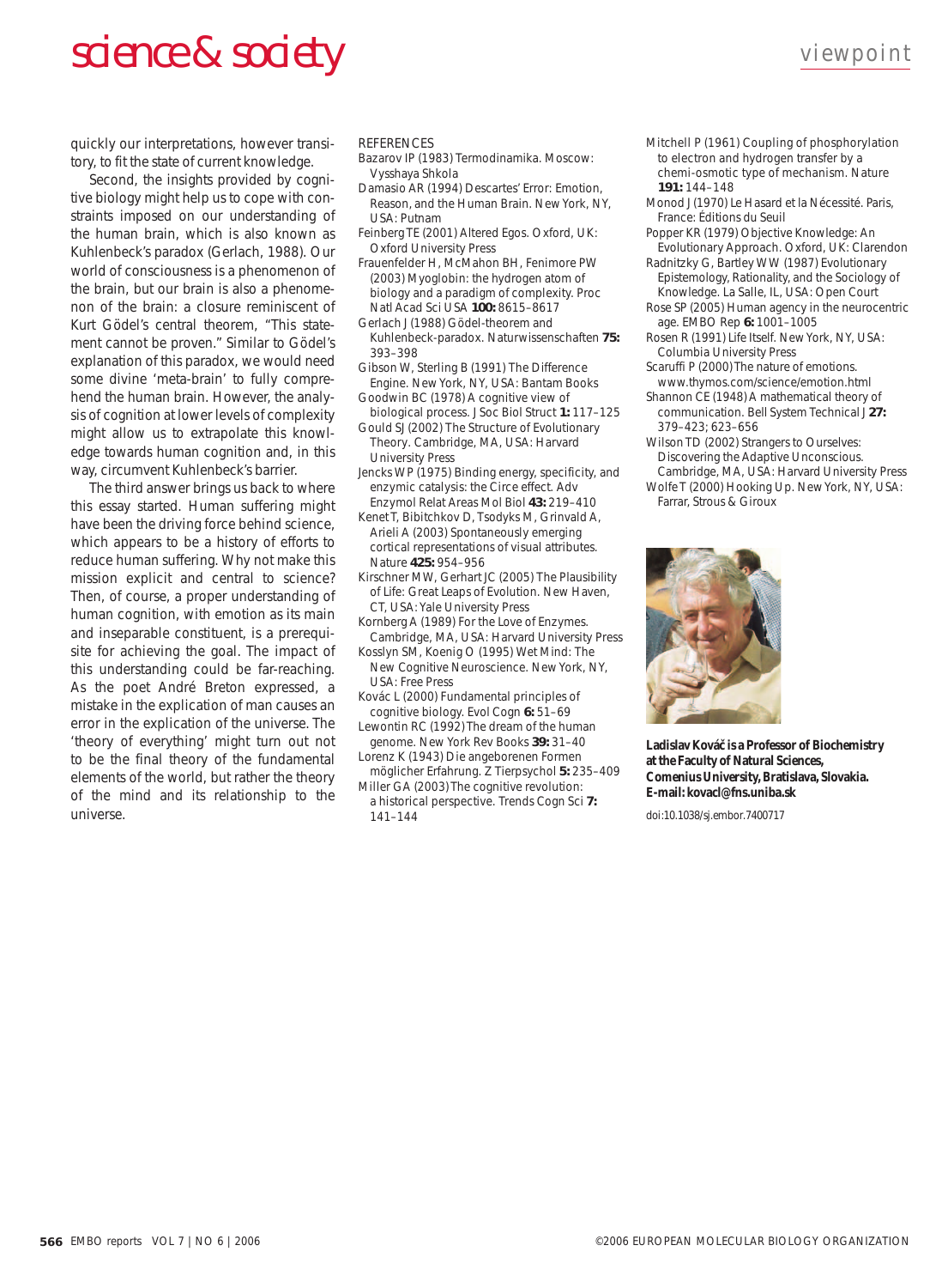quickly our interpretations, however transitory, to fit the state of current knowledge.

Second, the insights provided by cognitive biology might help us to cope with constraints imposed on our understanding of the human brain, which is also known as Kuhlenbeck's paradox (Gerlach, 1988). Our world of consciousness is a phenomenon of the brain, but our brain is also a phenomenon of the brain: a closure reminiscent of Kurt Gödel's central theorem, "This statement cannot be proven." Similar to Gödel's explanation of this paradox, we would need some divine 'meta-brain' to fully comprehend the human brain. However, the analysis of cognition at lower levels of complexity might allow us to extrapolate this knowledge towards human cognition and, in this way, circumvent Kuhlenbeck's barrier.

The third answer brings us back to where this essay started. Human suffering might have been the driving force behind science, which appears to be a history of efforts to reduce human suffering. Why not make this mission explicit and central to science? Then, of course, a proper understanding of human cognition, with emotion as its main and inseparable constituent, is a prerequisite for achieving the goal. The impact of this understanding could be far-reaching. As the poet André Breton expressed, a mistake in the explication of man causes an error in the explication of the universe. The 'theory of everything' might turn out not to be the final theory of the fundamental elements of the world, but rather the theory of the mind and its relationship to the universe.

REFERENCES

Bazarov IP (1983) Termodinamika. Moscow: Vysshaya Shkola

Damasio AR (1994) Descartes' Error: Emotion, Reason, and the Human Brain. New York, NY, USA: Putnam

Feinberg TE (2001) Altered Egos. Oxford, UK: Oxford University Press

Frauenfelder H, McMahon BH, Fenimore PW (2003) Myoglobin: the hydrogen atom of biology and a paradigm of complexity. Proc Natl Acad Sci USA **100:** 8615–8617

Gerlach J (1988) Gödel-theorem and Kuhlenbeck-paradox. Naturwissenschaften **75:** 393–398

Gibson W, Sterling B (1991) The Difference Engine. New York, NY, USA: Bantam Books

Goodwin BC (1978) A cognitive view of biological process. J Soc Biol Struct **1:** 117–125

Gould SJ (2002) The Structure of Evolutionary Theory. Cambridge, MA, USA: Harvard University Press

Jencks WP (1975) Binding energy, specificity, and enzymic catalysis: the Circe effect. Adv Enzymol Relat Areas Mol Biol **43:** 219–410

Kenet T, Bibitchkov D, Tsodyks M, Grinvald A, Arieli A (2003) Spontaneously emerging cortical representations of visual attributes. Nature **425:** 954–956

Kirschner MW, Gerhart JC (2005) The Plausibility of Life: Great Leaps of Evolution. New Haven, CT, USA: Yale University Press

Kornberg A (1989) For the Love of Enzymes. Cambridge, MA, USA: Harvard University Press

Kosslyn SM, Koenig O (1995) Wet Mind: The New Cognitive Neuroscience. New York, NY, USA: Free Press

Kovác L (2000) Fundamental principles of cognitive biology. Evol Cogn **6:** 51–69

Lewontin RC (1992) The dream of the human genome. New York Rev Books **39:** 31–40

Lorenz K (1943) Die angeborenen Formen möglicher Erfahrung. Z Tierpsychol **5:** 235–409

Miller GA (2003) The cognitive revolution: a historical perspective. Trends Cogn Sci **7:** 141–144

Mitchell P (1961) Coupling of phosphorylation to electron and hydrogen transfer by a chemi-osmotic type of mechanism. Nature **191:** 144–148

Monod J (1970) Le Hasard et la Nécessité. Paris, France: Éditions du Seuil

Popper KR (1979) Objective Knowledge: An Evolutionary Approach. Oxford, UK: Clarendon

Radnitzky G, Bartley WW (1987) Evolutionary Epistemology, Rationality, and the Sociology of Knowledge. La Salle, IL, USA: Open Court

Rose SP (2005) Human agency in the neurocentric age. EMBO Rep **6:** 1001–1005

Rosen R (1991) Life Itself. New York, NY, USA: Columbia University Press

Scaruffi P (2000) The nature of emotions. www.thymos.com/science/emotion.html

Shannon CE (1948) A mathematical theory of communication. Bell System Technical J **27:** 379–423; 623–656

Wilson TD (2002) Strangers to Ourselves: Discovering the Adaptive Unconscious. Cambridge, MA, USA: Harvard University Press

Wolfe T (2000) Hooking Up. New York, NY, USA: Farrar, Strous & Giroux

**Ladislav Kováč is a Professor of Biochemistry at the Faculty of Natural Sciences, Comenius University, Bratislava, Slovakia. E-mail: kovacl@fns.uniba.sk**

doi:10.1038/sj.embor.7400717